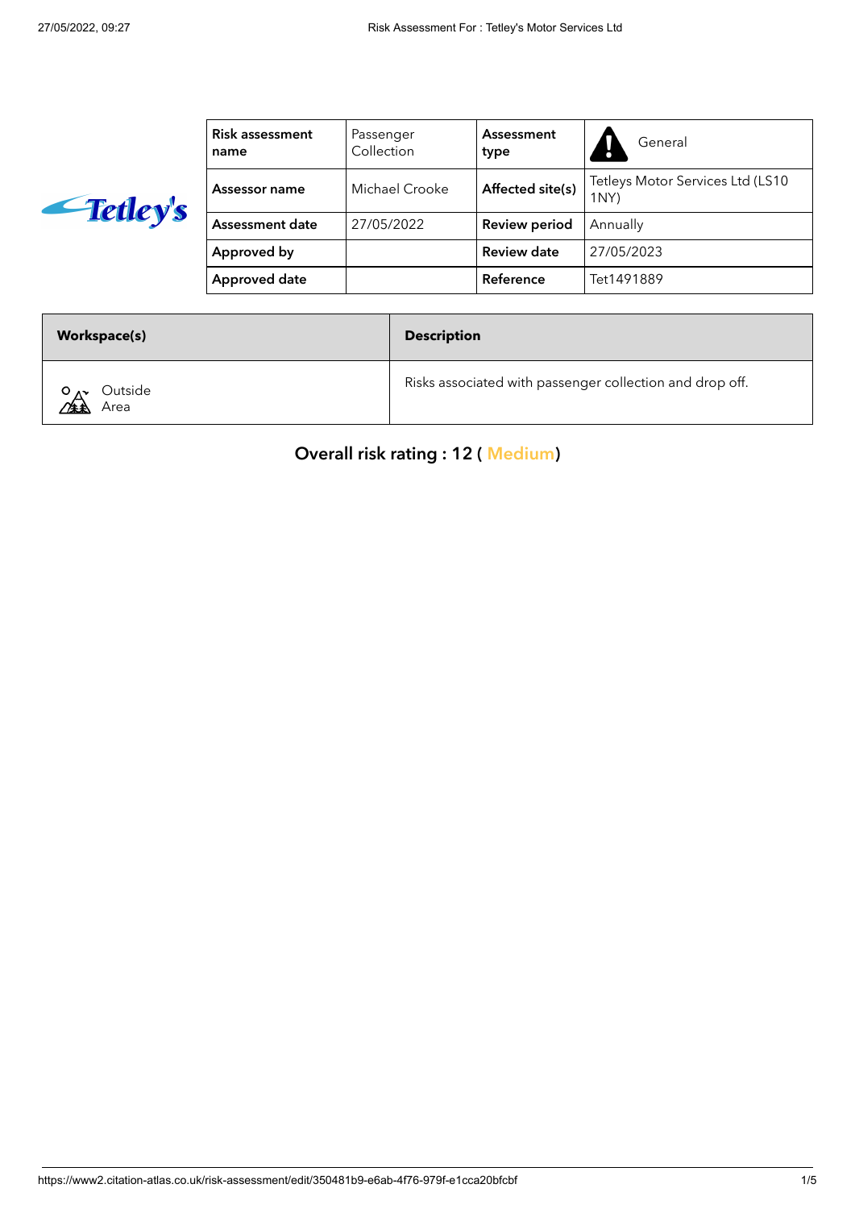| Risk assessment name | Passenger Collection | Assessment type | General |
|---|---|---|---|
| Assessor name | Michael Crooke | Affected site(s) | Tetleys Motor Services Ltd (LS10 1NY) |
| Assessment date | 27/05/2022 | Review period | Annually |
| Approved by | | Review date | 27/05/2023 |
| Approved date | | Reference | Tet1491889 |

| Workspace(s) | Description |
|---|---|
| Outside Area | Risks associated with passenger collection and drop off. |

## Overall risk rating : 12 ( Medium)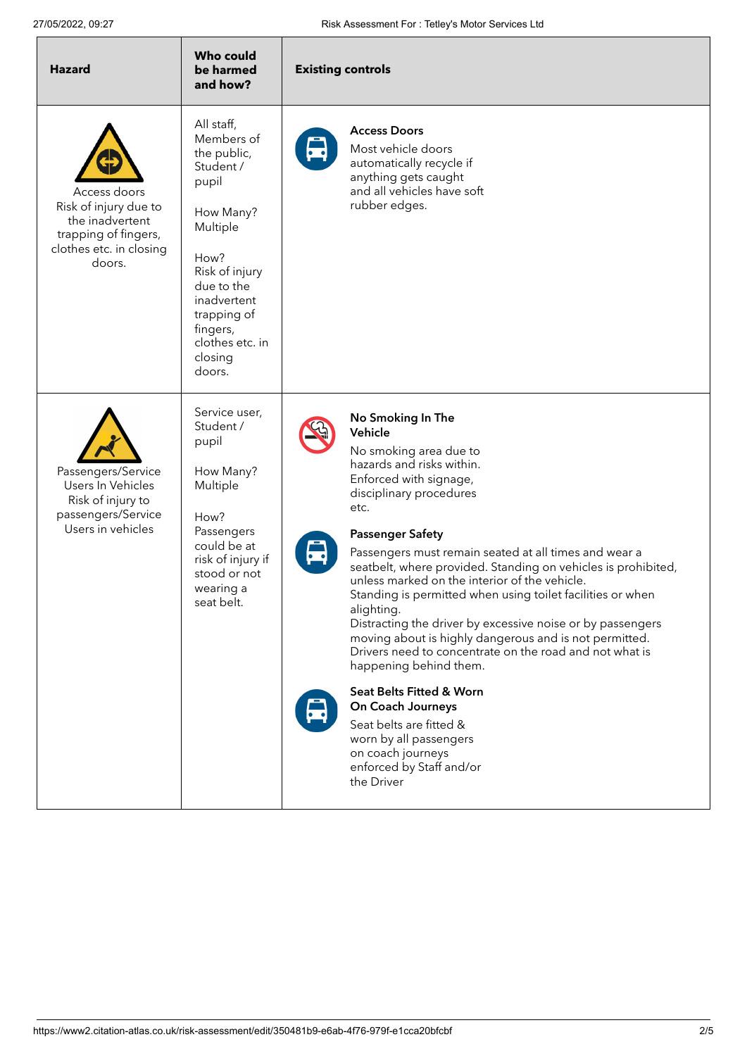| Hazard | Who could be harmed and how? | Existing controls |
| --- | --- | --- |
| Access doors<br>Risk of injury due to the inadvertent trapping of fingers, clothes etc. in closing doors. | All staff, Members of the public, Student / pupil<br><br>How Many?<br>Multiple<br><br>How?<br>Risk of injury due to the inadvertent trapping of fingers, clothes etc. in closing doors. | **Access Doors**<br>Most vehicle doors automatically recycle if anything gets caught and all vehicles have soft rubber edges. |
| Passengers/Service Users In Vehicles<br>Risk of injury to passengers/Service Users in vehicles | Service user, Student / pupil<br><br>How Many?<br>Multiple<br><br>How?<br>Passengers could be at risk of injury if stood or not wearing a seat belt. | **No Smoking In The Vehicle**<br>No smoking area due to hazards and risks within. Enforced with signage, disciplinary procedures etc.<br><br>**Passenger Safety**<br>Passengers must remain seated at all times and wear a seatbelt, where provided. Standing on vehicles is prohibited, unless marked on the interior of the vehicle.<br>Standing is permitted when using toilet facilities or when alighting.<br>Distracting the driver by excessive noise or by passengers moving about is highly dangerous and is not permitted. Drivers need to concentrate on the road and not what is happening behind them.<br><br>**Seat Belts Fitted & Worn On Coach Journeys**<br>Seat belts are fitted & worn by all passengers on coach journeys enforced by Staff and/or the Driver |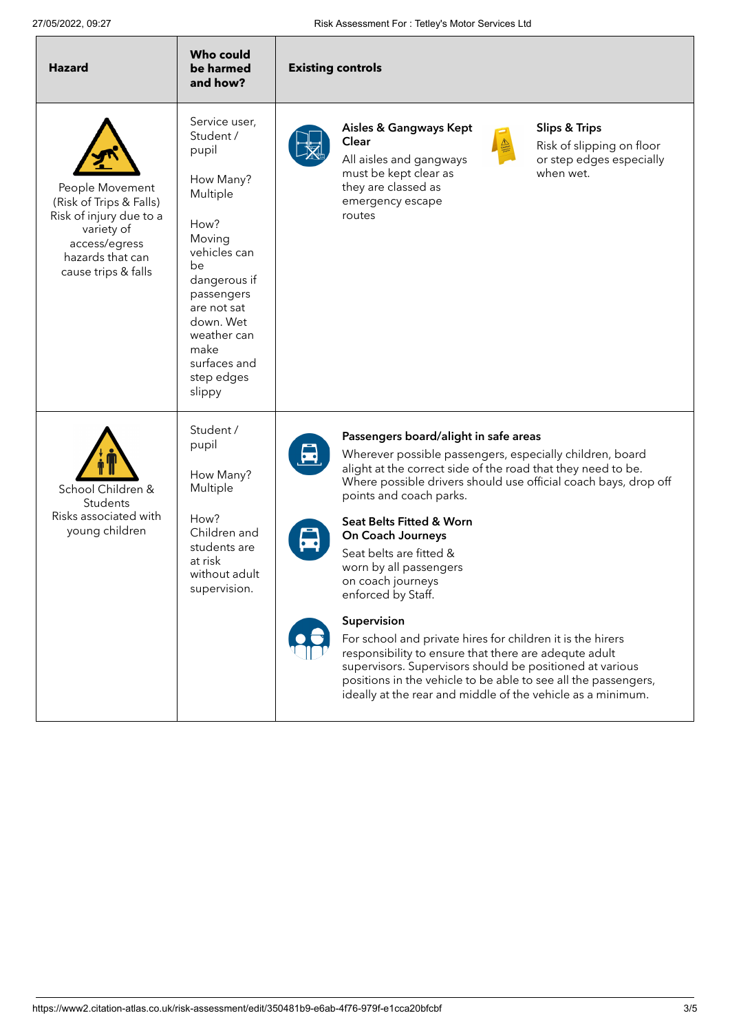| Hazard | Who could be harmed and how? | Existing controls |
|---|---|---|
| People Movement (Risk of Trips & Falls) Risk of injury due to a variety of access/egress hazards that can cause trips & falls | Service user, Student / pupil<br><br>How Many? Multiple<br><br>How? Moving vehicles can be dangerous if passengers are not sat down. Wet weather can make surfaces and step edges slippy | **Aisles & Gangways Kept Clear**<br>All aisles and gangways must be kept clear as they are classed as emergency escape routes<br><br>**Slips & Trips**<br>Risk of slipping on floor or step edges especially when wet. |
| School Children & Students Risks associated with young children | Student / pupil<br><br>How Many? Multiple<br><br>How? Children and students are at risk without adult supervision. | **Passengers board/alight in safe areas**<br>Wherever possible passengers, especially children, board alight at the correct side of the road that they need to be. Where possible drivers should use official coach bays, drop off points and coach parks.<br><br>**Seat Belts Fitted & Worn On Coach Journeys**<br>Seat belts are fitted & worn by all passengers on coach journeys enforced by Staff.<br><br>**Supervision**<br>For school and private hires for children it is the hirers responsibility to ensure that there are adequte adult supervisors. Supervisors should be positioned at various positions in the vehicle to be able to see all the passengers, ideally at the rear and middle of the vehicle as a minimum. |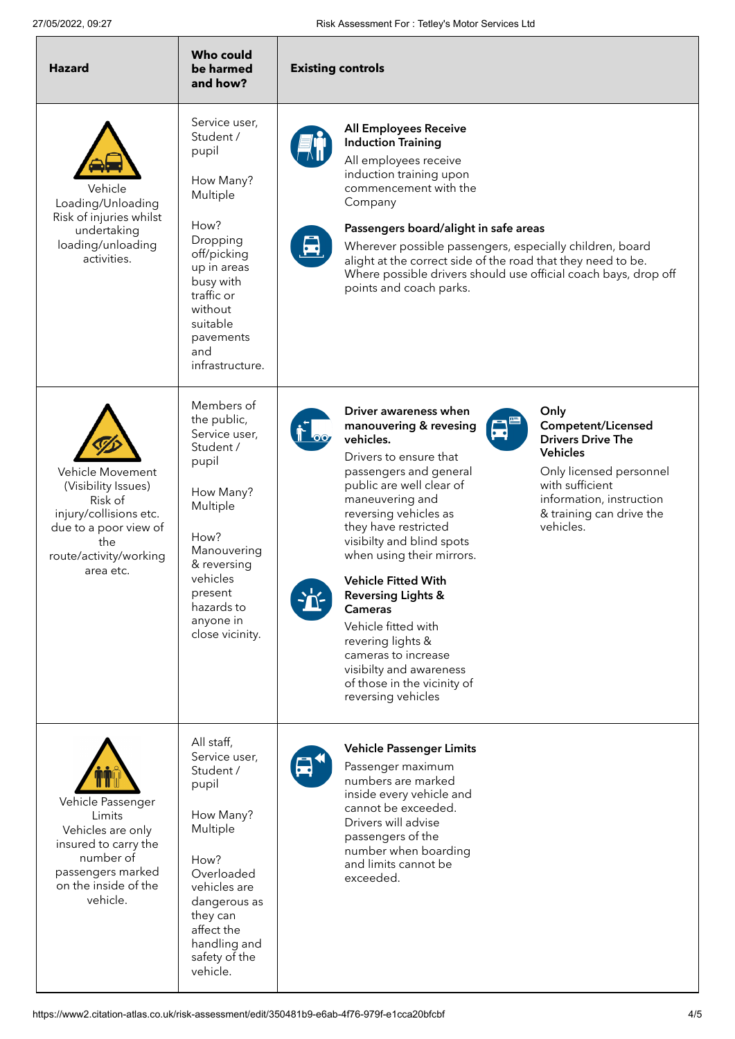| Hazard | Who could be harmed and how? | Existing controls |
|---|---|---|
| Vehicle Loading/Unloading Risk of injuries whilst undertaking loading/unloading activities. | Service user, Student / pupil<br><br>How Many? Multiple<br><br>How? Dropping off/picking up in areas busy with traffic or without suitable pavements and infrastructure. | **All Employees Receive Induction Training**<br>All employees receive induction training upon commencement with the Company<br><br>**Passengers board/alight in safe areas**<br>Wherever possible passengers, especially children, board alight at the correct side of the road that they need to be. Where possible drivers should use official coach bays, drop off points and coach parks. |
| Vehicle Movement (Visibility Issues) Risk of injury/collisions etc. due to a poor view of the route/activity/working area etc. | Members of the public, Service user, Student / pupil<br><br>How Many? Multiple<br><br>How? Manouvering & reversing vehicles present hazards to anyone in close vicinity. | **Driver awareness when manouvering & revesing vehicles.**<br>Drivers to ensure that passengers and general public are well clear of maneuvering and reversing vehicles as they have restricted visibilty and blind spots when using their mirrors.<br><br>**Only Competent/Licensed Drivers Drive The Vehicles**<br>Only licensed personnel with sufficient information, instruction & training can drive the vehicles.<br><br>**Vehicle Fitted With Reversing Lights & Cameras**<br>Vehicle fitted with revering lights & cameras to increase visibilty and awareness of those in the vicinity of reversing vehicles |
| Vehicle Passenger Limits Vehicles are only insured to carry the number of passengers marked on the inside of the vehicle. | All staff, Service user, Student / pupil<br><br>How Many? Multiple<br><br>How? Overloaded vehicles are dangerous as they can affect the handling and safety of the vehicle. | **Vehicle Passenger Limits**<br>Passenger maximum numbers are marked inside every vehicle and cannot be exceeded. Drivers will advise passengers of the number when boarding and limits cannot be exceeded. |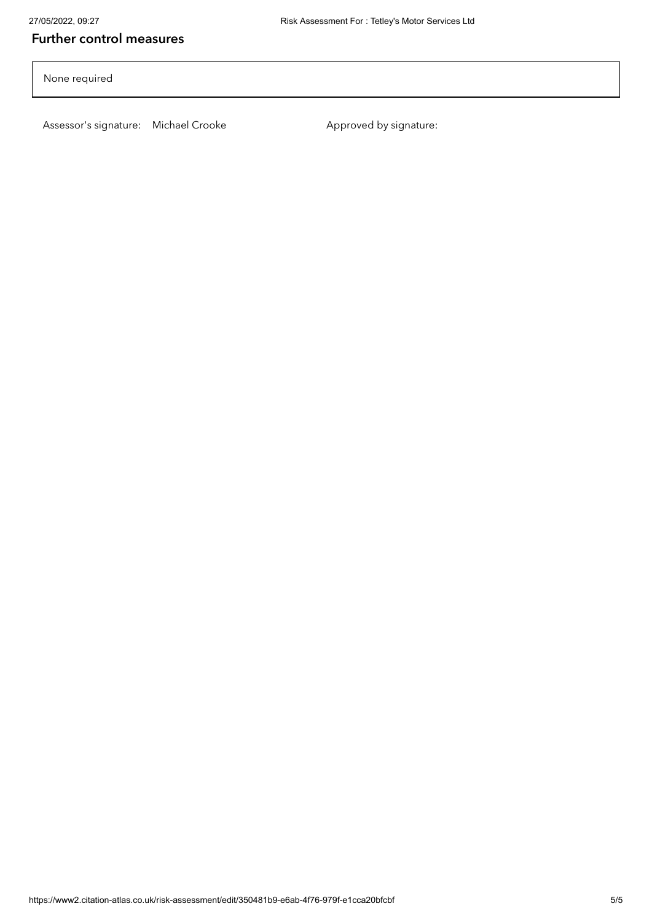## Further control measures

None required

Assessor's signature: Michael Crooke

Approved by signature: